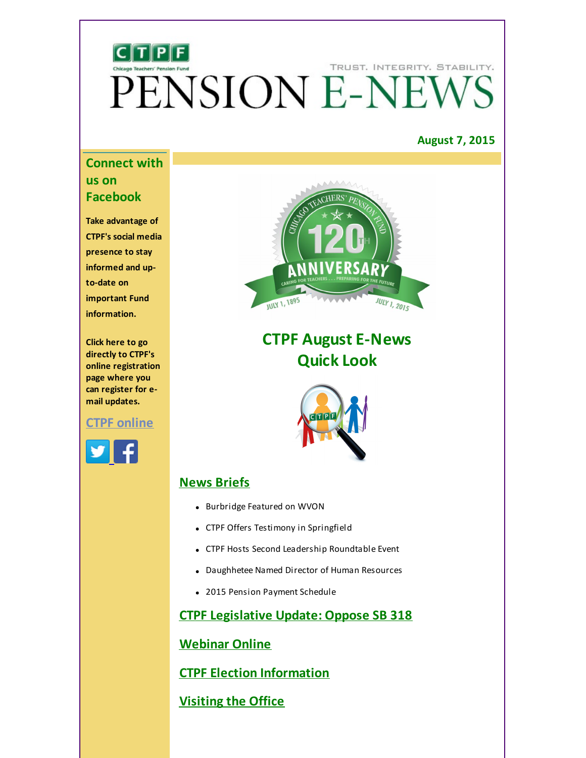# PENSION E-NEWS

TRUST. INTEGRITY. STABILITY.

**August 7, 2015**

## Connect with us on Facebook

**Take advantage of CTPF's social media presence to stay informed and up-to-date on important Fund information.**

**Click here to go directly to CTPF's online registration page where you can register for e-mail updates.**

**CTPF online**

## CTPF August E-News Quick Look

### News Briefs

- Burbridge Featured on WVON
- CTPF Offers Testimony in Springfield
- CTPF Hosts Second Leadership Roundtable Event
- Daughhetee Named Director of Human Resources
- 2015 Pension Payment Schedule

### CTPF Legislative Update: Oppose SB 318

### Webinar Online

### CTPF Election Information

### Visiting the Office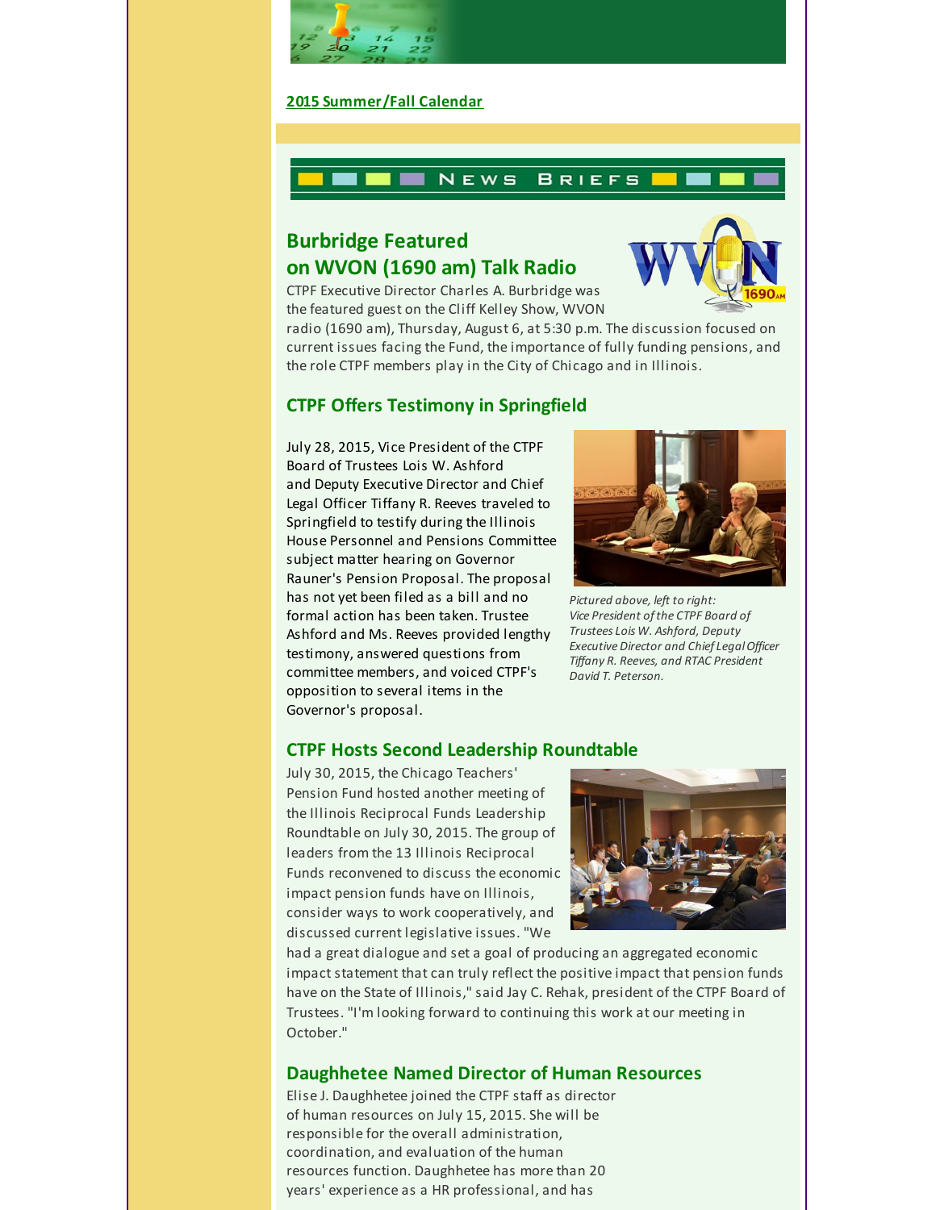**2015 Summer/Fall Calendar**

NEWS BRIEFS

## Burbridge Featured on WVON (1690 am) Talk Radio

CTPF Executive Director Charles A. Burbridge was the featured guest on the Cliff Kelley Show, WVON radio (1690 am), Thursday, August 6, at 5:30 p.m. The discussion focused on current issues facing the Fund, the importance of fully funding pensions, and the role CTPF members play in the City of Chicago and in Illinois.

### CTPF Offers Testimony in Springfield

July 28, 2015, Vice President of the CTPF Board of Trustees Lois W. Ashford and Deputy Executive Director and Chief Legal Officer Tiffany R. Reeves traveled to Springfield to testify during the Illinois House Personnel and Pensions Committee subject matter hearing on Governor Rauner's Pension Proposal. The proposal has not yet been filed as a bill and no formal action has been taken. Trustee Ashford and Ms. Reeves provided lengthy testimony, answered questions from committee members, and voiced CTPF's opposition to several items in the Governor's proposal.

*Pictured above, left to right: Vice President of the CTPF Board of Trustees Lois W. Ashford, Deputy Executive Director and Chief Legal Officer Tiffany R. Reeves, and RTAC President David T. Peterson.*

### CTPF Hosts Second Leadership Roundtable

July 30, 2015, the Chicago Teachers' Pension Fund hosted another meeting of the Illinois Reciprocal Funds Leadership Roundtable on July 30, 2015. The group of leaders from the 13 Illinois Reciprocal Funds reconvened to discuss the economic impact pension funds have on Illinois, consider ways to work cooperatively, and discussed current legislative issues. "We had a great dialogue and set a goal of producing an aggregated economic impact statement that can truly reflect the positive impact that pension funds have on the State of Illinois," said Jay C. Rehak, president of the CTPF Board of Trustees. "I'm looking forward to continuing this work at our meeting in October."

### Daughhetee Named Director of Human Resources

Elise J. Daughhetee joined the CTPF staff as director of human resources on July 15, 2015. She will be responsible for the overall administration, coordination, and evaluation of the human resources function. Daughhetee has more than 20 years' experience as a HR professional, and has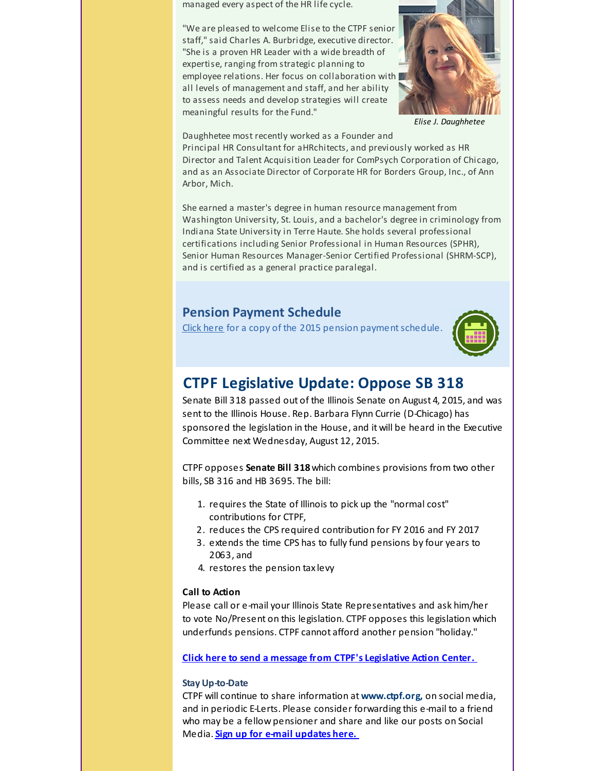managed every aspect of the HR life cycle.

"We are pleased to welcome Elise to the CTPF senior staff," said Charles A. Burbridge, executive director. "She is a proven HR Leader with a wide breadth of expertise, ranging from strategic planning to employee relations. Her focus on collaboration with all levels of management and staff, and her ability to assess needs and develop strategies will create meaningful results for the Fund."

*Elise J. Daughhetee*

Daughhetee most recently worked as a Founder and Principal HR Consultant for aHRchitects, and previously worked as HR Director and Talent Acquisition Leader for ComPsych Corporation of Chicago, and as an Associate Director of Corporate HR for Borders Group, Inc., of Ann Arbor, Mich.

She earned a master's degree in human resource management from Washington University, St. Louis, and a bachelor's degree in criminology from Indiana State University in Terre Haute. She holds several professional certifications including Senior Professional in Human Resources (SPHR), Senior Human Resources Manager-Senior Certified Professional (SHRM-SCP), and is certified as a general practice paralegal.

## Pension Payment Schedule

Click here for a copy of the 2015 pension payment schedule.

# CTPF Legislative Update: Oppose SB 318

Senate Bill 318 passed out of the Illinois Senate on August 4, 2015, and was sent to the Illinois House. Rep. Barbara Flynn Currie (D-Chicago) has sponsored the legislation in the House, and it will be heard in the Executive Committee next Wednesday, August 12, 2015.

CTPF opposes **Senate Bill 318** which combines provisions from two other bills, SB 316 and HB 3695. The bill:

1. requires the State of Illinois to pick up the "normal cost" contributions for CTPF,
2. reduces the CPS required contribution for FY 2016 and FY 2017
3. extends the time CPS has to fully fund pensions by four years to 2063, and
4. restores the pension tax levy

**Call to Action**

Please call or e-mail your Illinois State Representatives and ask him/her to vote No/Present on this legislation. CTPF opposes this legislation which underfunds pensions. CTPF cannot afford another pension "holiday."

**Click here to send a message from CTPF's Legislative Action Center.**

**Stay Up-to-Date**

CTPF will continue to share information at **www.ctpf.org,** on social media, and in periodic E-Lerts. Please consider forwarding this e-mail to a friend who may be a fellow pensioner and share and like our posts on Social Media. **Sign up for e-mail updates here.**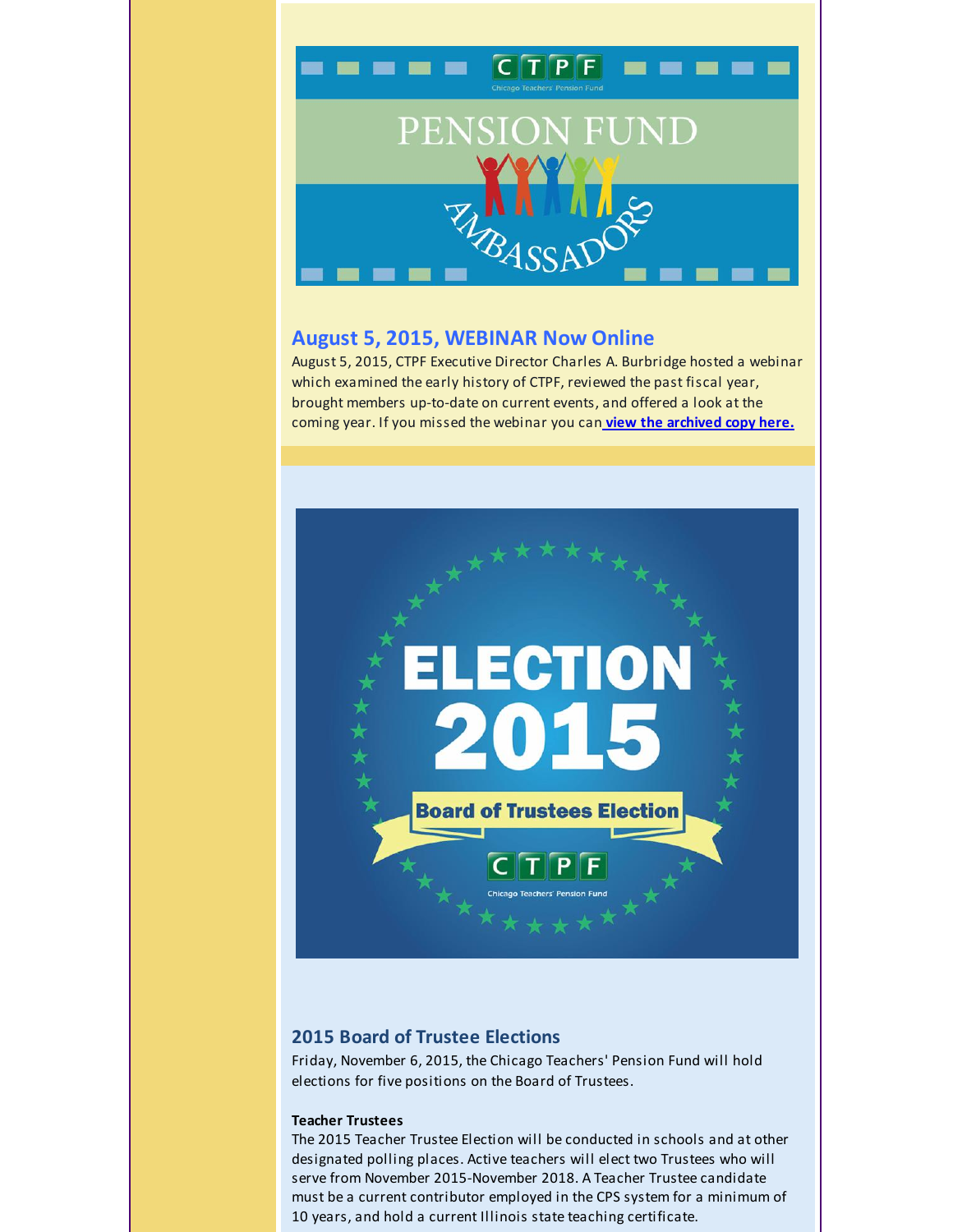## August 5, 2015, WEBINAR Now Online

August 5, 2015, CTPF Executive Director Charles A. Burbridge hosted a webinar which examined the early history of CTPF, reviewed the past fiscal year, brought members up-to-date on current events, and offered a look at the coming year. If you missed the webinar you can **view the archived copy here.**

## 2015 Board of Trustee Elections

Friday, November 6, 2015, the Chicago Teachers' Pension Fund will hold elections for five positions on the Board of Trustees.

**Teacher Trustees**

The 2015 Teacher Trustee Election will be conducted in schools and at other designated polling places. Active teachers will elect two Trustees who will serve from November 2015-November 2018. A Teacher Trustee candidate must be a current contributor employed in the CPS system for a minimum of 10 years, and hold a current Illinois state teaching certificate.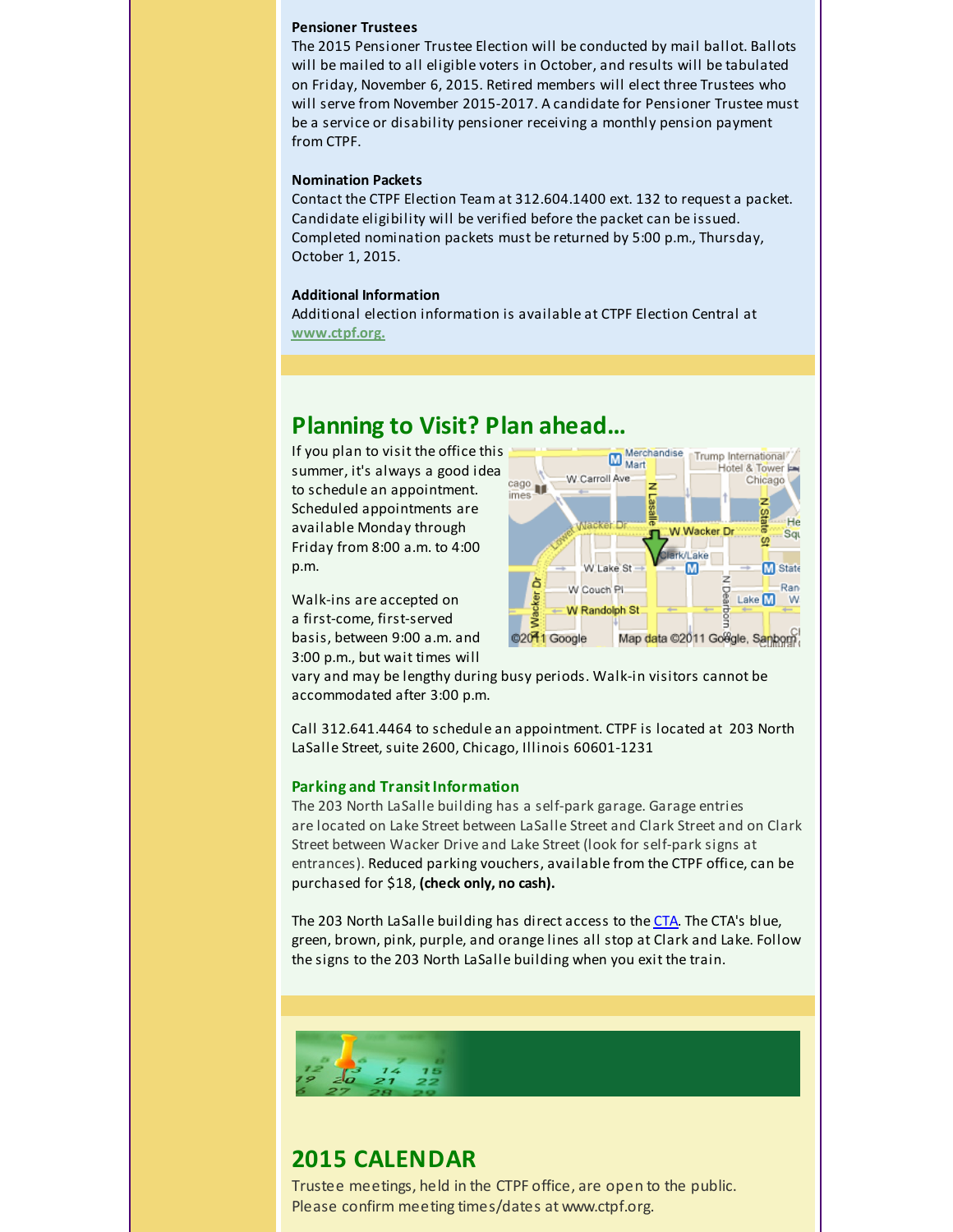**Pensioner Trustees**
The 2015 Pensioner Trustee Election will be conducted by mail ballot. Ballots will be mailed to all eligible voters in October, and results will be tabulated on Friday, November 6, 2015. Retired members will elect three Trustees who will serve from November 2015-2017. A candidate for Pensioner Trustee must be a service or disability pensioner receiving a monthly pension payment from CTPF.

**Nomination Packets**
Contact the CTPF Election Team at 312.604.1400 ext. 132 to request a packet. Candidate eligibility will be verified before the packet can be issued. Completed nomination packets must be returned by 5:00 p.m., Thursday, October 1, 2015.

**Additional Information**
Additional election information is available at CTPF Election Central at **www.ctpf.org.**

## Planning to Visit? Plan ahead...

If you plan to visit the office this summer, it's always a good idea to schedule an appointment. Scheduled appointments are available Monday through Friday from 8:00 a.m. to 4:00 p.m.

Walk-ins are accepted on a first-come, first-served basis, between 9:00 a.m. and 3:00 p.m., but wait times will vary and may be lengthy during busy periods. Walk-in visitors cannot be accommodated after 3:00 p.m.

Call 312.641.4464 to schedule an appointment. CTPF is located at 203 North LaSalle Street, suite 2600, Chicago, Illinois 60601-1231

### Parking and Transit Information

The 203 North LaSalle building has a self-park garage. Garage entries are located on Lake Street between LaSalle Street and Clark Street and on Clark Street between Wacker Drive and Lake Street (look for self-park signs at entrances). Reduced parking vouchers, available from the CTPF office, can be purchased for $18, **(check only, no cash).**

The 203 North LaSalle building has direct access to the CTA. The CTA's blue, green, brown, pink, purple, and orange lines all stop at Clark and Lake. Follow the signs to the 203 North LaSalle building when you exit the train.

## 2015 CALENDAR

Trustee meetings, held in the CTPF office, are open to the public. Please confirm meeting times/dates at www.ctpf.org.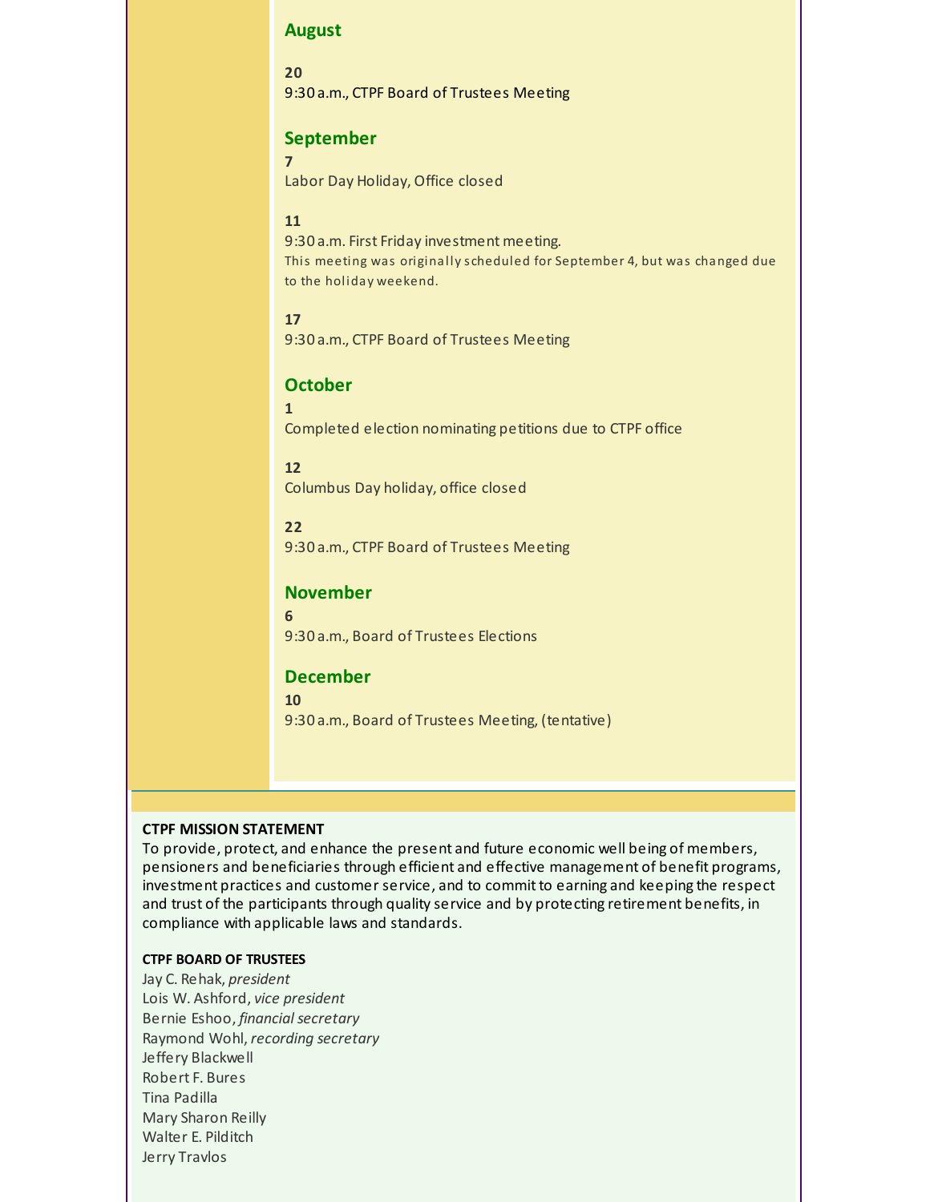## August

**20**
9:30 a.m., CTPF Board of Trustees Meeting

## September

**7**
Labor Day Holiday, Office closed

**11**
9:30 a.m. First Friday investment meeting.
This meeting was originally scheduled for September 4, but was changed due to the holiday weekend.

**17**
9:30 a.m., CTPF Board of Trustees Meeting

## October

**1**
Completed election nominating petitions due to CTPF office

**12**
Columbus Day holiday, office closed

**22**
9:30 a.m., CTPF Board of Trustees Meeting

## November

**6**
9:30 a.m., Board of Trustees Elections

## December

**10**
9:30 a.m., Board of Trustees Meeting, (tentative)

**CTPF MISSION STATEMENT**

To provide, protect, and enhance the present and future economic well being of members, pensioners and beneficiaries through efficient and effective management of benefit programs, investment practices and customer service, and to commit to earning and keeping the respect and trust of the participants through quality service and by protecting retirement benefits, in compliance with applicable laws and standards.

**CTPF BOARD OF TRUSTEES**

Jay C. Rehak, *president*
Lois W. Ashford, *vice president*
Bernie Eshoo, *financial secretary*
Raymond Wohl, *recording secretary*
Jeffery Blackwell
Robert F. Bures
Tina Padilla
Mary Sharon Reilly
Walter E. Pilditch
Jerry Travlos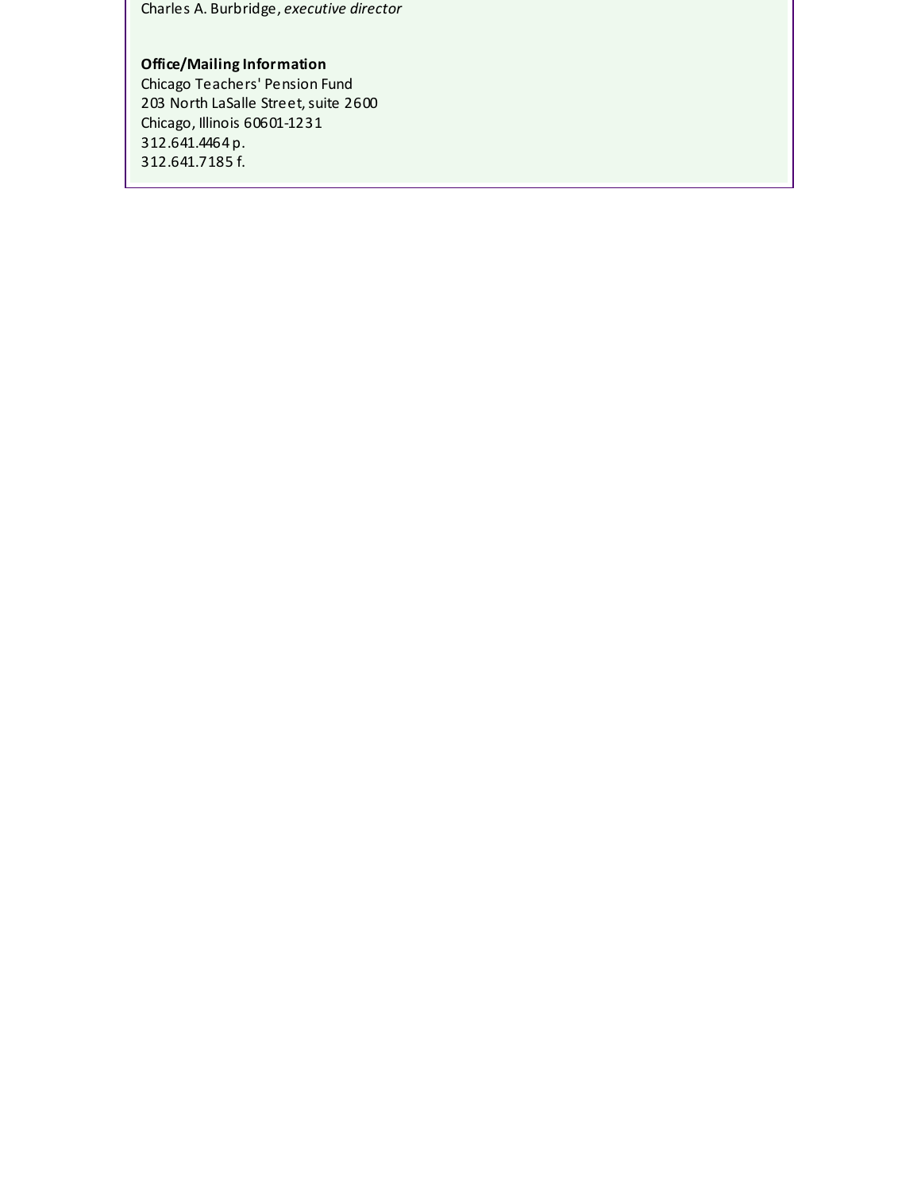Charles A. Burbridge, *executive director*

**Office/Mailing Information**

Chicago Teachers' Pension Fund
203 North LaSalle Street, suite 2600
Chicago, Illinois 60601-1231
312.641.4464 p.
312.641.7185 f.